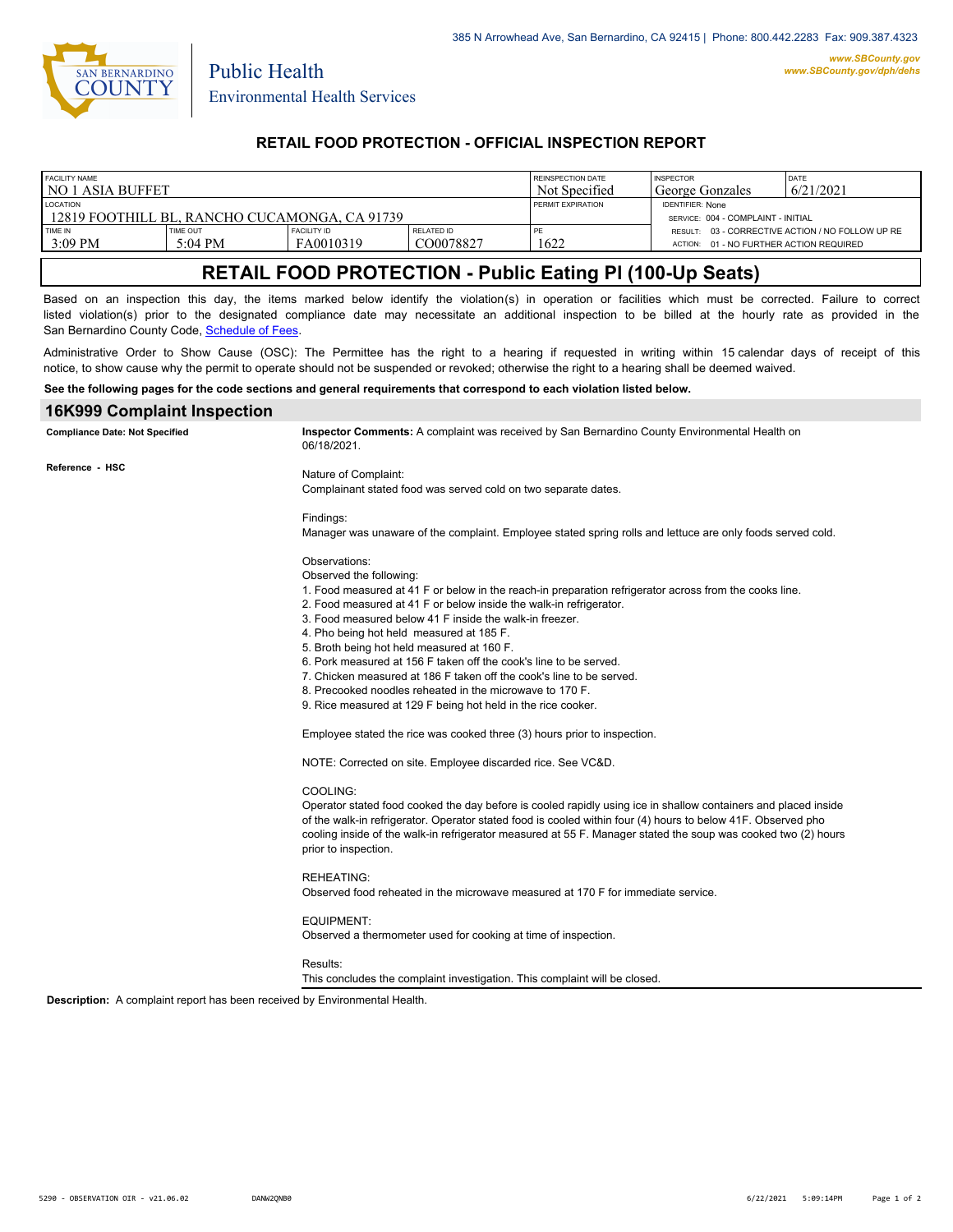385 N Arrowhead Ave, San Bernardino, CA 92415 | Phone: 800.442.2283 Fax: 909.387.4323

www.SBCounty.gov
www.SBCounty.gov/dph/dehs

San Bernardino County

Public Health
Environmental Health Services

## RETAIL FOOD PROTECTION - OFFICIAL INSPECTION REPORT

| FACILITY NAME | | | | REINSPECTION DATE | INSPECTOR | DATE |
|---|---|---|---|---|---|---|
| NO 1 ASIA BUFFET | | | | Not Specified | George Gonzales | 6/21/2021 |
| LOCATION | | | | PERMIT EXPIRATION | IDENTIFIER: None | |
| 12819 FOOTHILL BL, RANCHO CUCAMONGA, CA 91739 | | | | | SERVICE: 004 - COMPLAINT - INITIAL | |
| TIME IN | TIME OUT | FACILITY ID | RELATED ID | PE | RESULT: 03 - CORRECTIVE ACTION / NO FOLLOW UP RE | |
| 3:09 PM | 5:04 PM | FA0010319 | CO0078827 | 1622 | ACTION: 01 - NO FURTHER ACTION REQUIRED | |

# RETAIL FOOD PROTECTION - Public Eating Pl (100-Up Seats)

Based on an inspection this day, the items marked below identify the violation(s) in operation or facilities which must be corrected. Failure to correct listed violation(s) prior to the designated compliance date may necessitate an additional inspection to be billed at the hourly rate as provided in the San Bernardino County Code, Schedule of Fees.

Administrative Order to Show Cause (OSC): The Permittee has the right to a hearing if requested in writing within 15 calendar days of receipt of this notice, to show cause why the permit to operate should not be suspended or revoked; otherwise the right to a hearing shall be deemed waived.

**See the following pages for the code sections and general requirements that correspond to each violation listed below.**

## 16K999 Complaint Inspection

**Compliance Date: Not Specified**

**Reference - HSC**

**Inspector Comments:** A complaint was received by San Bernardino County Environmental Health on 06/18/2021.

Nature of Complaint:
Complainant stated food was served cold on two separate dates.

Findings:
Manager was unaware of the complaint. Employee stated spring rolls and lettuce are only foods served cold.

Observations:
Observed the following:

1. Food measured at 41 F or below in the reach-in preparation refrigerator across from the cooks line.
2. Food measured at 41 F or below inside the walk-in refrigerator.
3. Food measured below 41 F inside the walk-in freezer.
4. Pho being hot held measured at 185 F.
5. Broth being hot held measured at 160 F.
6. Pork measured at 156 F taken off the cook's line to be served.
7. Chicken measured at 186 F taken off the cook's line to be served.
8. Precooked noodles reheated in the microwave to 170 F.
9. Rice measured at 129 F being hot held in the rice cooker.

Employee stated the rice was cooked three (3) hours prior to inspection.

NOTE: Corrected on site. Employee discarded rice. See VC&D.

COOLING:
Operator stated food cooked the day before is cooled rapidly using ice in shallow containers and placed inside of the walk-in refrigerator. Operator stated food is cooled within four (4) hours to below 41F. Observed pho cooling inside of the walk-in refrigerator measured at 55 F. Manager stated the soup was cooked two (2) hours prior to inspection.

REHEATING:
Observed food reheated in the microwave measured at 170 F for immediate service.

EQUIPMENT:
Observed a thermometer used for cooking at time of inspection.

Results:
This concludes the complaint investigation. This complaint will be closed.

**Description:** A complaint report has been received by Environmental Health.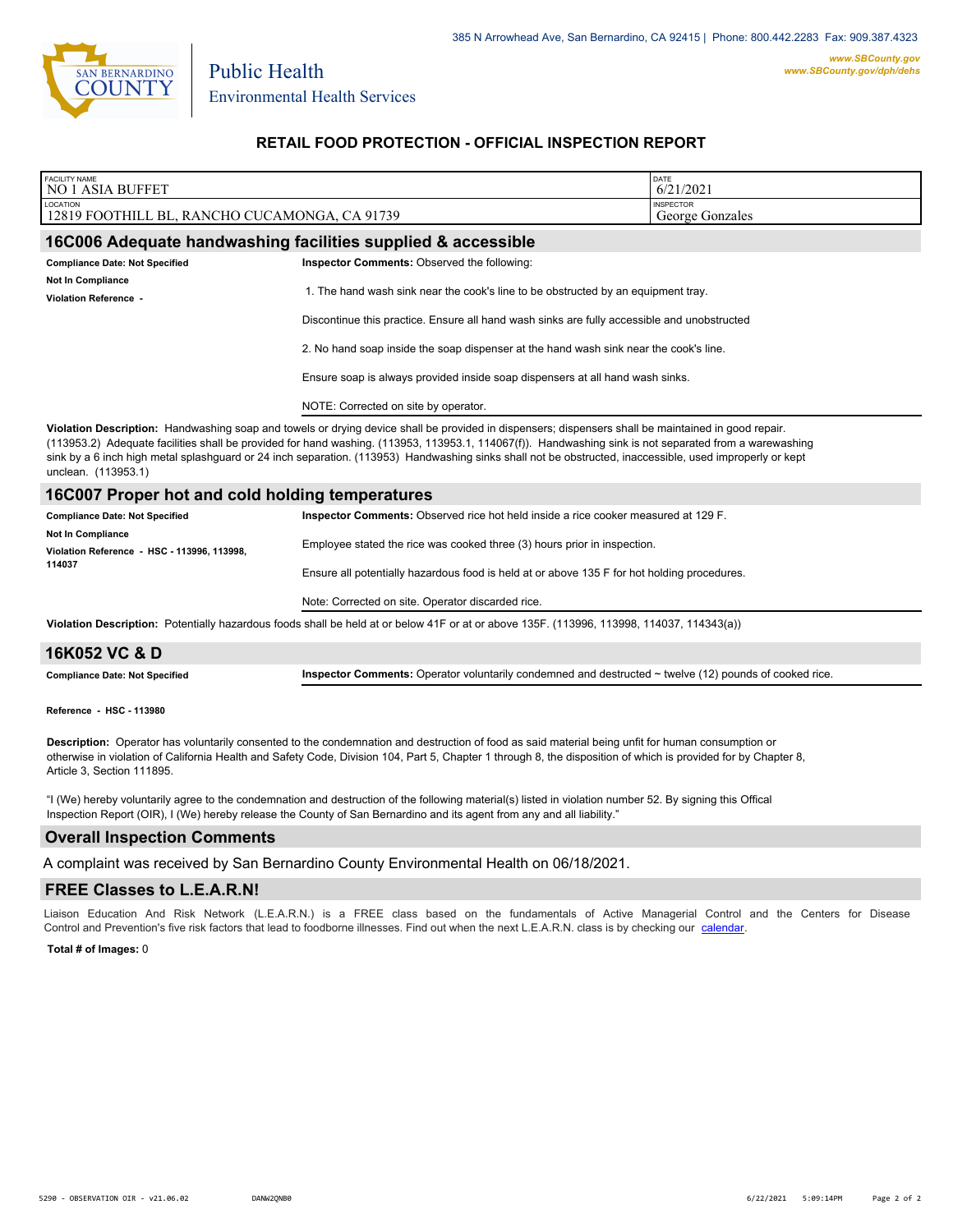385 N Arrowhead Ave, San Bernardino, CA 92415 | Phone: 800.442.2283 Fax: 909.387.4323

www.SBCounty.gov
www.SBCounty.gov/dph/dehs

Public Health
Environmental Health Services

## RETAIL FOOD PROTECTION - OFFICIAL INSPECTION REPORT

| | |
|---|---|
| FACILITY NAME<br>NO 1 ASIA BUFFET | DATE<br>6/21/2021 |
| LOCATION<br>12819 FOOTHILL BL, RANCHO CUCAMONGA, CA 91739 | INSPECTOR<br>George Gonzales |

### 16C006 Adequate handwashing facilities supplied & accessible

**Compliance Date: Not Specified**

**Not In Compliance**

**Violation Reference -**

**Inspector Comments:** Observed the following:

1. The hand wash sink near the cook's line to be obstructed by an equipment tray.

Discontinue this practice. Ensure all hand wash sinks are fully accessible and unobstructed

2. No hand soap inside the soap dispenser at the hand wash sink near the cook's line.

Ensure soap is always provided inside soap dispensers at all hand wash sinks.

NOTE: Corrected on site by operator.

**Violation Description:** Handwashing soap and towels or drying device shall be provided in dispensers; dispensers shall be maintained in good repair. (113953.2) Adequate facilities shall be provided for hand washing. (113953, 113953.1, 114067(f)). Handwashing sink is not separated from a warewashing sink by a 6 inch high metal splashguard or 24 inch separation. (113953) Handwashing sinks shall not be obstructed, inaccessible, used improperly or kept unclean. (113953.1)

### 16C007 Proper hot and cold holding temperatures

**Compliance Date: Not Specified**

**Not In Compliance**

**Violation Reference - HSC - 113996, 113998, 114037**

**Inspector Comments:** Observed rice hot held inside a rice cooker measured at 129 F.

Employee stated the rice was cooked three (3) hours prior in inspection.

Ensure all potentially hazardous food is held at or above 135 F for hot holding procedures.

Note: Corrected on site. Operator discarded rice.

**Violation Description:** Potentially hazardous foods shall be held at or below 41F or at or above 135F. (113996, 113998, 114037, 114343(a))

### 16K052 VC & D

**Compliance Date: Not Specified**

**Inspector Comments:** Operator voluntarily condemned and destructed ~ twelve (12) pounds of cooked rice.

**Reference - HSC - 113980**

**Description:** Operator has voluntarily consented to the condemnation and destruction of food as said material being unfit for human consumption or otherwise in violation of California Health and Safety Code, Division 104, Part 5, Chapter 1 through 8, the disposition of which is provided for by Chapter 8, Article 3, Section 111895.

"I (We) hereby voluntarily agree to the condemnation and destruction of the following material(s) listed in violation number 52. By signing this Offical Inspection Report (OIR), I (We) hereby release the County of San Bernardino and its agent from any and all liability."

### Overall Inspection Comments

A complaint was received by San Bernardino County Environmental Health on 06/18/2021.

### FREE Classes to L.E.A.R.N!

Liaison Education And Risk Network (L.E.A.R.N.) is a FREE class based on the fundamentals of Active Managerial Control and the Centers for Disease Control and Prevention's five risk factors that lead to foodborne illnesses. Find out when the next L.E.A.R.N. class is by checking our calendar.

**Total # of Images:** 0

5290 - OBSERVATION OIR - v21.06.02 DANW2QNB0 6/22/2021 5:09:14PM